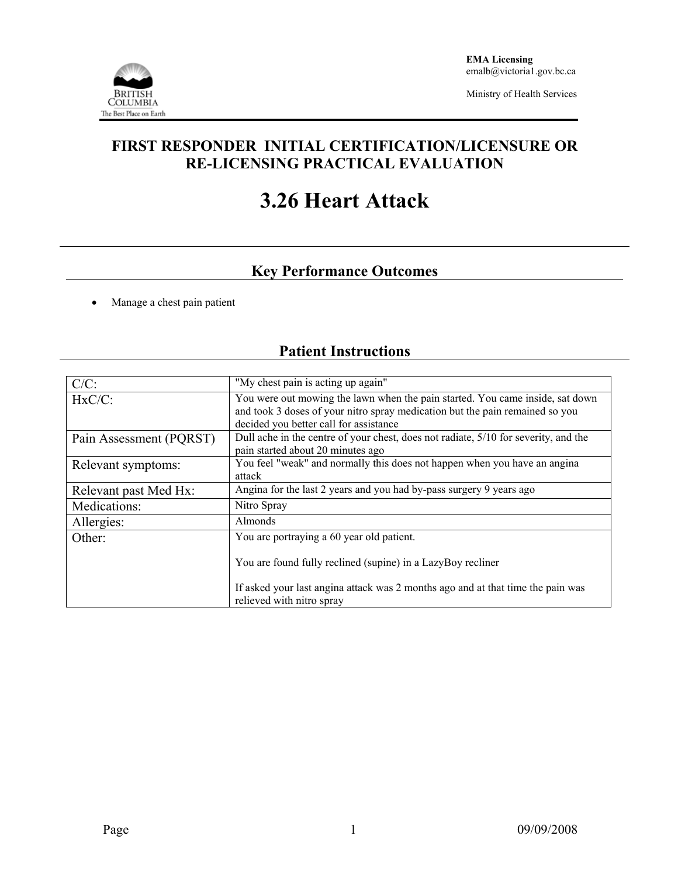**EMA Licensing**
emalb@victoria1.gov.bc.ca

Ministry of Health Services

# FIRST RESPONDER INITIAL CERTIFICATION/LICENSURE OR RE-LICENSING PRACTICAL EVALUATION

# 3.26 Heart Attack

## Key Performance Outcomes

- Manage a chest pain patient

## Patient Instructions

| C/C: | "My chest pain is acting up again" |
|---|---|
| HxC/C: | You were out mowing the lawn when the pain started. You came inside, sat down and took 3 doses of your nitro spray medication but the pain remained so you decided you better call for assistance |
| Pain Assessment (PQRST) | Dull ache in the centre of your chest, does not radiate, 5/10 for severity, and the pain started about 20 minutes ago |
| Relevant symptoms: | You feel "weak" and normally this does not happen when you have an angina attack |
| Relevant past Med Hx: | Angina for the last 2 years and you had by-pass surgery 9 years ago |
| Medications: | Nitro Spray |
| Allergies: | Almonds |
| Other: | You are portraying a 60 year old patient.<br><br>You are found fully reclined (supine) in a LazyBoy recliner<br><br>If asked your last angina attack was 2 months ago and at that time the pain was relieved with nitro spray |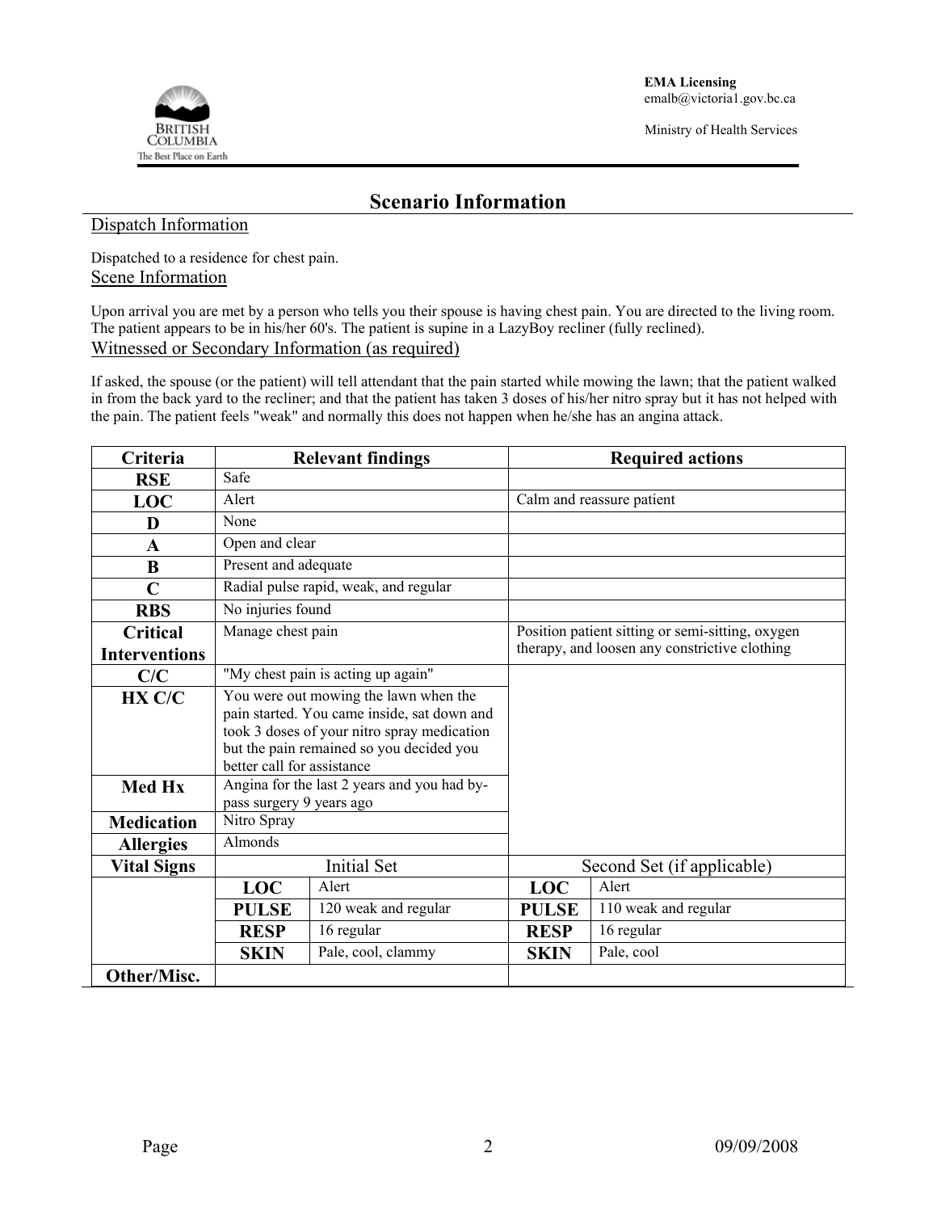EMA Licensing
emalb@victoria1.gov.bc.ca

Ministry of Health Services

## Scenario Information

### Dispatch Information

Dispatched to a residence for chest pain.

### Scene Information

Upon arrival you are met by a person who tells you their spouse is having chest pain. You are directed to the living room. The patient appears to be in his/her 60's. The patient is supine in a LazyBoy recliner (fully reclined).

### Witnessed or Secondary Information (as required)

If asked, the spouse (or the patient) will tell attendant that the pain started while mowing the lawn; that the patient walked in from the back yard to the recliner; and that the patient has taken 3 doses of his/her nitro spray but it has not helped with the pain. The patient feels "weak" and normally this does not happen when he/she has an angina attack.

| Criteria | Relevant findings | | Required actions | |
|---|---|---|---|---|
| **RSE** | Safe | | | |
| **LOC** | Alert | | Calm and reassure patient | |
| **D** | None | | | |
| **A** | Open and clear | | | |
| **B** | Present and adequate | | | |
| **C** | Radial pulse rapid, weak, and regular | | | |
| **RBS** | No injuries found | | | |
| **Critical Interventions** | Manage chest pain | | Position patient sitting or semi-sitting, oxygen therapy, and loosen any constrictive clothing | |
| **C/C** | "My chest pain is acting up again" | | | |
| **HX C/C** | You were out mowing the lawn when the pain started. You came inside, sat down and took 3 doses of your nitro spray medication but the pain remained so you decided you better call for assistance | | | |
| **Med Hx** | Angina for the last 2 years and you had by-pass surgery 9 years ago | | | |
| **Medication** | Nitro Spray | | | |
| **Allergies** | Almonds | | | |
| **Vital Signs** | Initial Set | | Second Set (if applicable) | |
| | **LOC** | Alert | **LOC** | Alert |
| | **PULSE** | 120 weak and regular | **PULSE** | 110 weak and regular |
| | **RESP** | 16 regular | **RESP** | 16 regular |
| | **SKIN** | Pale, cool, clammy | **SKIN** | Pale, cool |
| **Other/Misc.** | | | | |

09/09/2008